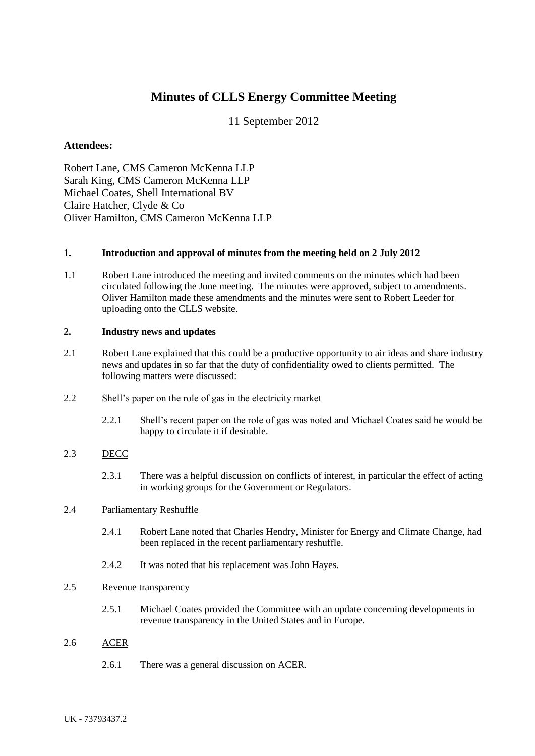# Minutes of CLLS Energy Committee Meeting

11 September 2012

**Attendees:**

Robert Lane, CMS Cameron McKenna LLP
Sarah King, CMS Cameron McKenna LLP
Michael Coates, Shell International BV
Claire Hatcher, Clyde & Co
Oliver Hamilton, CMS Cameron McKenna LLP

## 1. Introduction and approval of minutes from the meeting held on 2 July 2012

1.1 Robert Lane introduced the meeting and invited comments on the minutes which had been circulated following the June meeting. The minutes were approved, subject to amendments. Oliver Hamilton made these amendments and the minutes were sent to Robert Leeder for uploading onto the CLLS website.

## 2. Industry news and updates

2.1 Robert Lane explained that this could be a productive opportunity to air ideas and share industry news and updates in so far that the duty of confidentiality owed to clients permitted. The following matters were discussed:

2.2 Shell's paper on the role of gas in the electricity market

2.2.1 Shell's recent paper on the role of gas was noted and Michael Coates said he would be happy to circulate it if desirable.

2.3 DECC

2.3.1 There was a helpful discussion on conflicts of interest, in particular the effect of acting in working groups for the Government or Regulators.

2.4 Parliamentary Reshuffle

2.4.1 Robert Lane noted that Charles Hendry, Minister for Energy and Climate Change, had been replaced in the recent parliamentary reshuffle.

2.4.2 It was noted that his replacement was John Hayes.

2.5 Revenue transparency

2.5.1 Michael Coates provided the Committee with an update concerning developments in revenue transparency in the United States and in Europe.

2.6 ACER

2.6.1 There was a general discussion on ACER.

UK - 73793437.2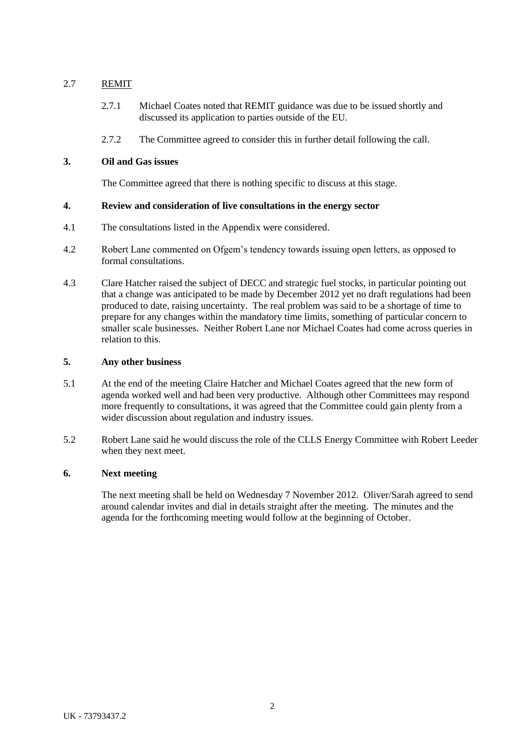2.7 REMIT

2.7.1 Michael Coates noted that REMIT guidance was due to be issued shortly and discussed its application to parties outside of the EU.

2.7.2 The Committee agreed to consider this in further detail following the call.

## 3. Oil and Gas issues

The Committee agreed that there is nothing specific to discuss at this stage.

## 4. Review and consideration of live consultations in the energy sector

4.1 The consultations listed in the Appendix were considered.

4.2 Robert Lane commented on Ofgem's tendency towards issuing open letters, as opposed to formal consultations.

4.3 Clare Hatcher raised the subject of DECC and strategic fuel stocks, in particular pointing out that a change was anticipated to be made by December 2012 yet no draft regulations had been produced to date, raising uncertainty. The real problem was said to be a shortage of time to prepare for any changes within the mandatory time limits, something of particular concern to smaller scale businesses. Neither Robert Lane nor Michael Coates had come across queries in relation to this.

## 5. Any other business

5.1 At the end of the meeting Claire Hatcher and Michael Coates agreed that the new form of agenda worked well and had been very productive. Although other Committees may respond more frequently to consultations, it was agreed that the Committee could gain plenty from a wider discussion about regulation and industry issues.

5.2 Robert Lane said he would discuss the role of the CLLS Energy Committee with Robert Leeder when they next meet.

## 6. Next meeting

The next meeting shall be held on Wednesday 7 November 2012. Oliver/Sarah agreed to send around calendar invites and dial in details straight after the meeting. The minutes and the agenda for the forthcoming meeting would follow at the beginning of October.

UK - 73793437.2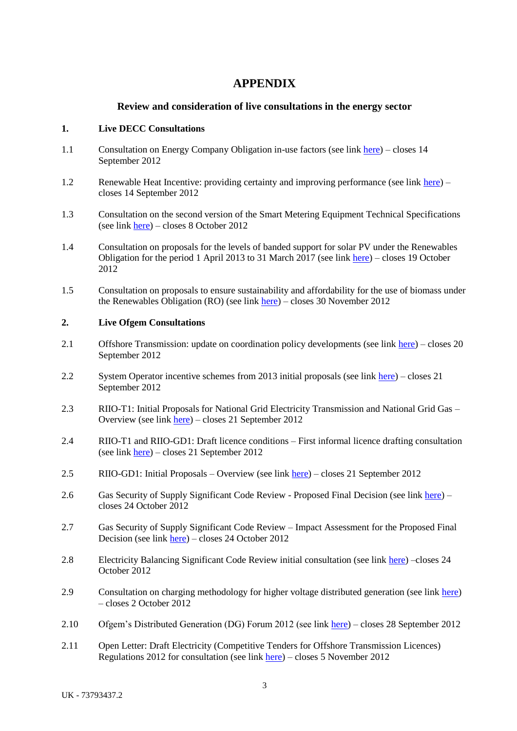# APPENDIX

## Review and consideration of live consultations in the energy sector

**1. Live DECC Consultations**

1.1 Consultation on Energy Company Obligation in-use factors (see link here) – closes 14 September 2012

1.2 Renewable Heat Incentive: providing certainty and improving performance (see link here) – closes 14 September 2012

1.3 Consultation on the second version of the Smart Metering Equipment Technical Specifications (see link here) – closes 8 October 2012

1.4 Consultation on proposals for the levels of banded support for solar PV under the Renewables Obligation for the period 1 April 2013 to 31 March 2017 (see link here) – closes 19 October 2012

1.5 Consultation on proposals to ensure sustainability and affordability for the use of biomass under the Renewables Obligation (RO) (see link here) – closes 30 November 2012

**2. Live Ofgem Consultations**

2.1 Offshore Transmission: update on coordination policy developments (see link here) – closes 20 September 2012

2.2 System Operator incentive schemes from 2013 initial proposals (see link here) – closes 21 September 2012

2.3 RIIO-T1: Initial Proposals for National Grid Electricity Transmission and National Grid Gas – Overview (see link here) – closes 21 September 2012

2.4 RIIO-T1 and RIIO-GD1: Draft licence conditions – First informal licence drafting consultation (see link here) – closes 21 September 2012

2.5 RIIO-GD1: Initial Proposals – Overview (see link here) – closes 21 September 2012

2.6 Gas Security of Supply Significant Code Review - Proposed Final Decision (see link here) – closes 24 October 2012

2.7 Gas Security of Supply Significant Code Review – Impact Assessment for the Proposed Final Decision (see link here) – closes 24 October 2012

2.8 Electricity Balancing Significant Code Review initial consultation (see link here) –closes 24 October 2012

2.9 Consultation on charging methodology for higher voltage distributed generation (see link here) – closes 2 October 2012

2.10 Ofgem's Distributed Generation (DG) Forum 2012 (see link here) – closes 28 September 2012

2.11 Open Letter: Draft Electricity (Competitive Tenders for Offshore Transmission Licences) Regulations 2012 for consultation (see link here) – closes 5 November 2012

UK - 73793437.2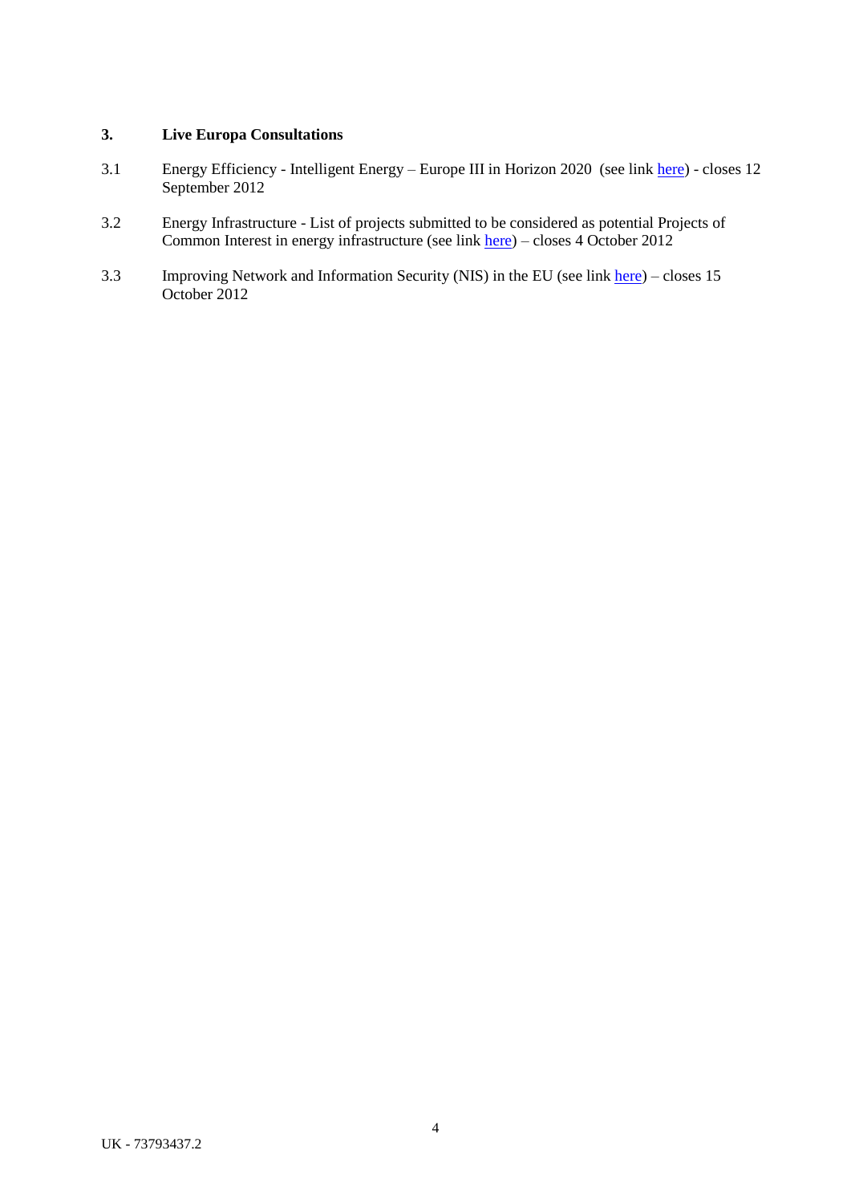## 3. Live Europa Consultations

3.1 Energy Efficiency - Intelligent Energy – Europe III in Horizon 2020 (see link here) - closes 12 September 2012

3.2 Energy Infrastructure - List of projects submitted to be considered as potential Projects of Common Interest in energy infrastructure (see link here) – closes 4 October 2012

3.3 Improving Network and Information Security (NIS) in the EU (see link here) – closes 15 October 2012

UK - 73793437.2